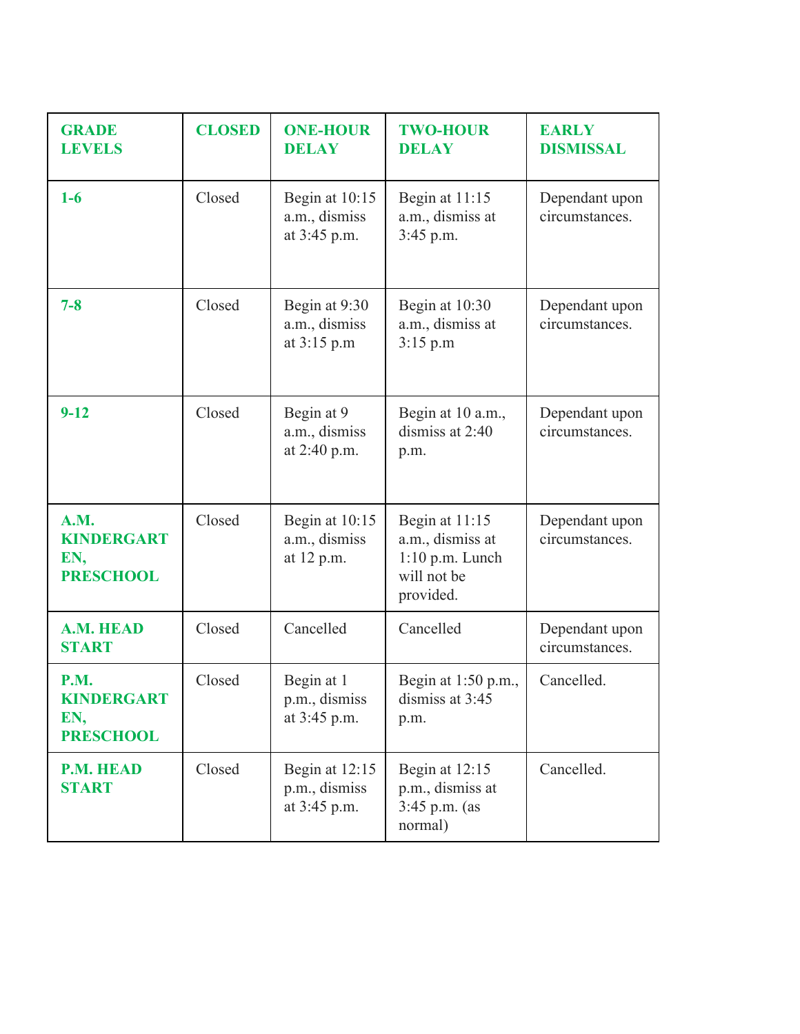| GRADE LEVELS | CLOSED | ONE-HOUR DELAY | TWO-HOUR DELAY | EARLY DISMISSAL |
| --- | --- | --- | --- | --- |
| 1-6 | Closed | Begin at 10:15 a.m., dismiss at 3:45 p.m. | Begin at 11:15 a.m., dismiss at 3:45 p.m. | Dependant upon circumstances. |
| 7-8 | Closed | Begin at 9:30 a.m., dismiss at 3:15 p.m | Begin at 10:30 a.m., dismiss at 3:15 p.m | Dependant upon circumstances. |
| 9-12 | Closed | Begin at 9 a.m., dismiss at 2:40 p.m. | Begin at 10 a.m., dismiss at 2:40 p.m. | Dependant upon circumstances. |
| A.M. KINDERGARTEN, PRESCHOOL | Closed | Begin at 10:15 a.m., dismiss at 12 p.m. | Begin at 11:15 a.m., dismiss at 1:10 p.m. Lunch will not be provided. | Dependant upon circumstances. |
| A.M. HEAD START | Closed | Cancelled | Cancelled | Dependant upon circumstances. |
| P.M. KINDERGARTEN, PRESCHOOL | Closed | Begin at 1 p.m., dismiss at 3:45 p.m. | Begin at 1:50 p.m., dismiss at 3:45 p.m. | Cancelled. |
| P.M. HEAD START | Closed | Begin at 12:15 p.m., dismiss at 3:45 p.m. | Begin at 12:15 p.m., dismiss at 3:45 p.m. (as normal) | Cancelled. |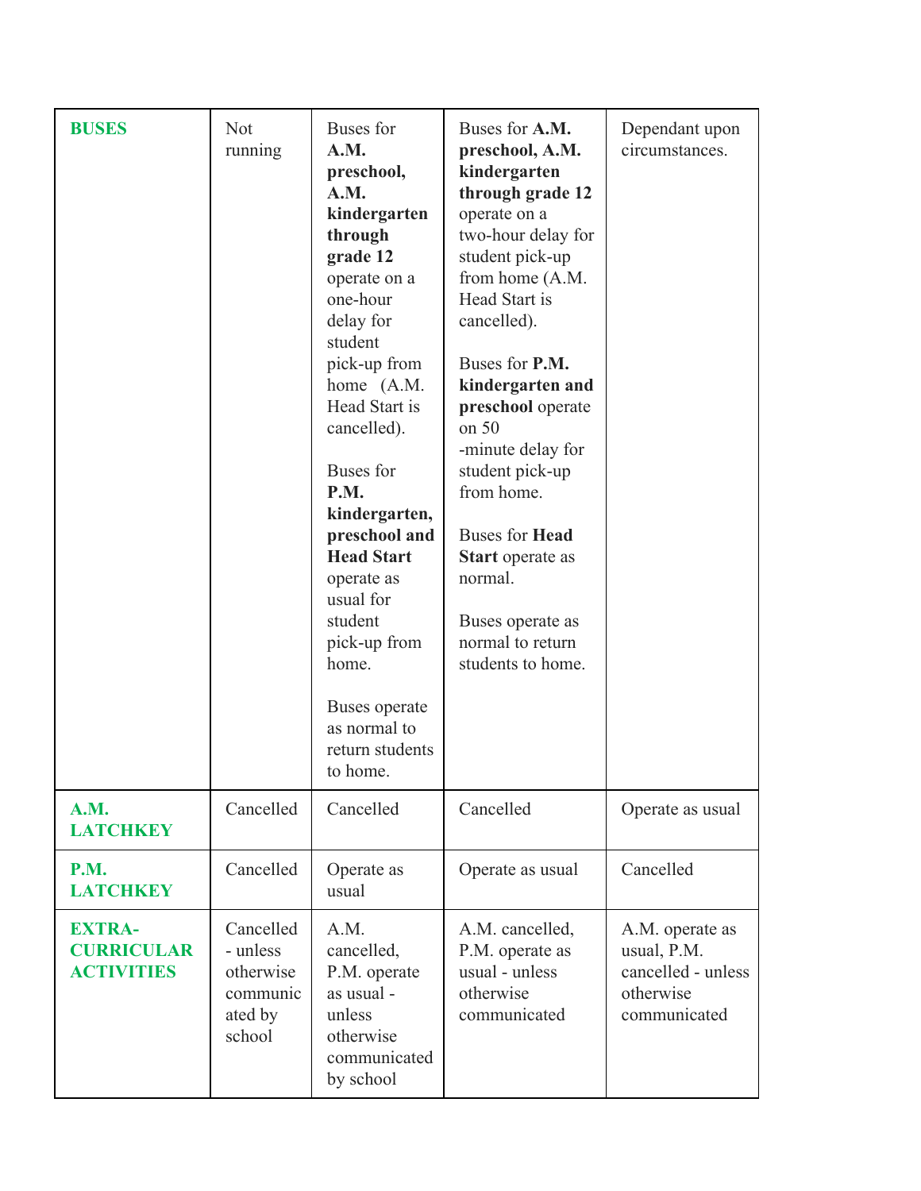| **BUSES** | Not running | Buses for **A.M. preschool, A.M. kindergarten through grade 12** operate on a one-hour delay for student pick-up from home (A.M. Head Start is cancelled).<br><br>Buses for **P.M. kindergarten, preschool and Head Start** operate as usual for student pick-up from home.<br><br>Buses operate as normal to return students to home. | Buses for **A.M. preschool, A.M. kindergarten through grade 12** operate on a two-hour delay for student pick-up from home (A.M. Head Start is cancelled).<br><br>Buses for **P.M. kindergarten and preschool** operate on 50 -minute delay for student pick-up from home.<br><br>Buses for **Head Start** operate as normal.<br><br>Buses operate as normal to return students to home. | Dependant upon circumstances. |
|---|---|---|---|---|
| **A.M. LATCHKEY** | Cancelled | Cancelled | Cancelled | Operate as usual |
| **P.M. LATCHKEY** | Cancelled | Operate as usual | Operate as usual | Cancelled |
| **EXTRA-CURRICULAR ACTIVITIES** | Cancelled - unless otherwise communicated by school | A.M. cancelled, P.M. operate as usual - unless otherwise communicated by school | A.M. cancelled, P.M. operate as usual - unless otherwise communicated | A.M. operate as usual, P.M. cancelled - unless otherwise communicated |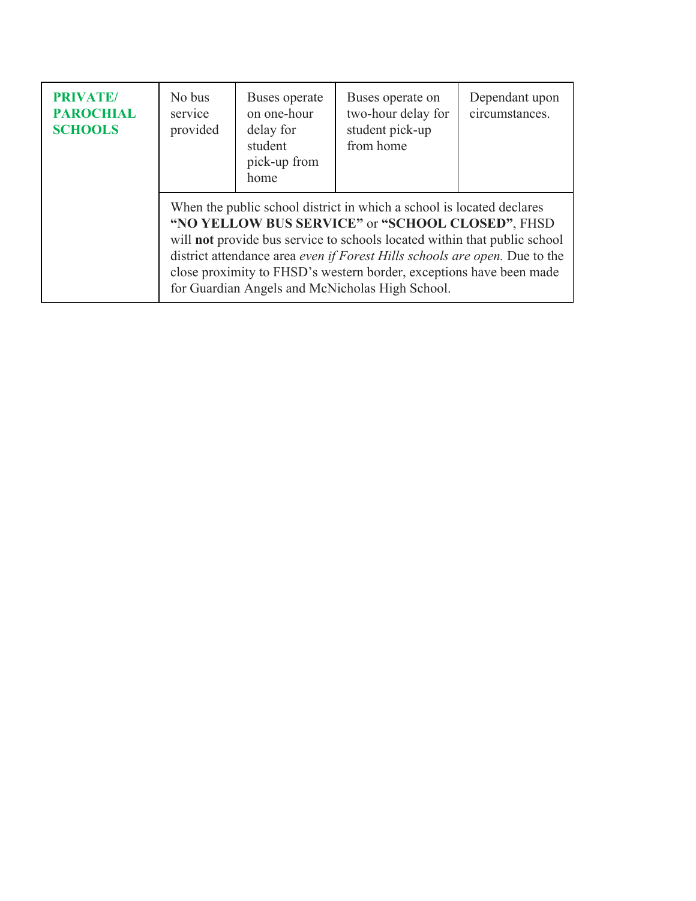| | | | | |
|---|---|---|---|---|
| **PRIVATE/ PAROCHIAL SCHOOLS** | No bus service provided | Buses operate on one-hour delay for student pick-up from home | Buses operate on two-hour delay for student pick-up from home | Dependant upon circumstances. |
| | When the public school district in which a school is located declares **“NO YELLOW BUS SERVICE”** or **“SCHOOL CLOSED”**, FHSD will **not** provide bus service to schools located within that public school district attendance area *even if Forest Hills schools are open.* Due to the close proximity to FHSD’s western border, exceptions have been made for Guardian Angels and McNicholas High School. | | | |